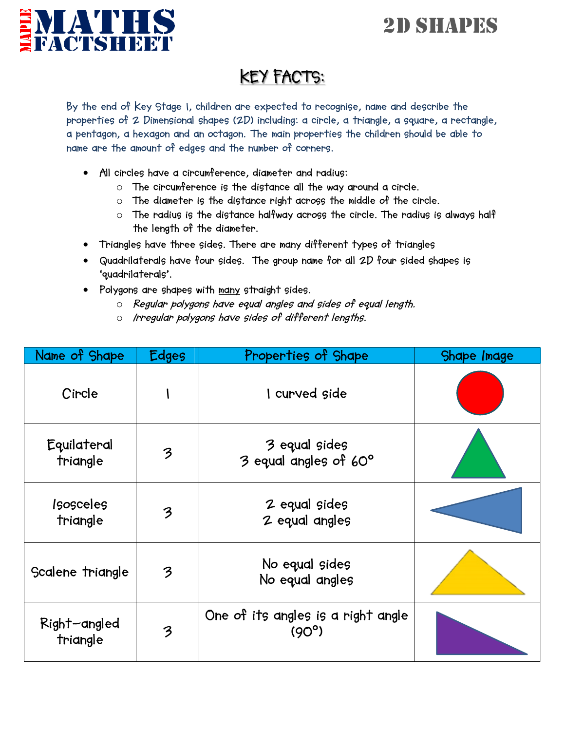# MAPLE MATHS FACTSHEET

# 2D SHAPES

## KEY FACTS:

By the end of Key Stage 1, children are expected to recognise, name and describe the properties of 2 Dimensional shapes (2D) including: a circle, a triangle, a square, a rectangle, a pentagon, a hexagon and an octagon. The main properties the children should be able to name are the amount of edges and the number of corners.

- All circles have a circumference, diameter and radius:
  - The circumference is the distance all the way around a circle.
  - The diameter is the distance right across the middle of the circle.
  - The radius is the distance halfway across the circle. The radius is always half the length of the diameter.
- Triangles have three sides. There are many different types of triangles
- Quadrilaterals have four sides. The group name for all 2D four sided shapes is 'quadrilaterals'.
- Polygons are shapes with many straight sides.
  - *Regular polygons have equal angles and sides of equal length.*
  - *Irregular polygons have sides of different lengths.*

| Name of Shape | Edges | Properties of Shape | Shape Image |
|---|---|---|---|
| Circle | 1 | 1 curved side | |
| Equilateral triangle | 3 | 3 equal sides<br>3 equal angles of 60° | |
| Isosceles triangle | 3 | 2 equal sides<br>2 equal angles | |
| Scalene triangle | 3 | No equal sides<br>No equal angles | |
| Right-angled triangle | 3 | One of its angles is a right angle (90°) | |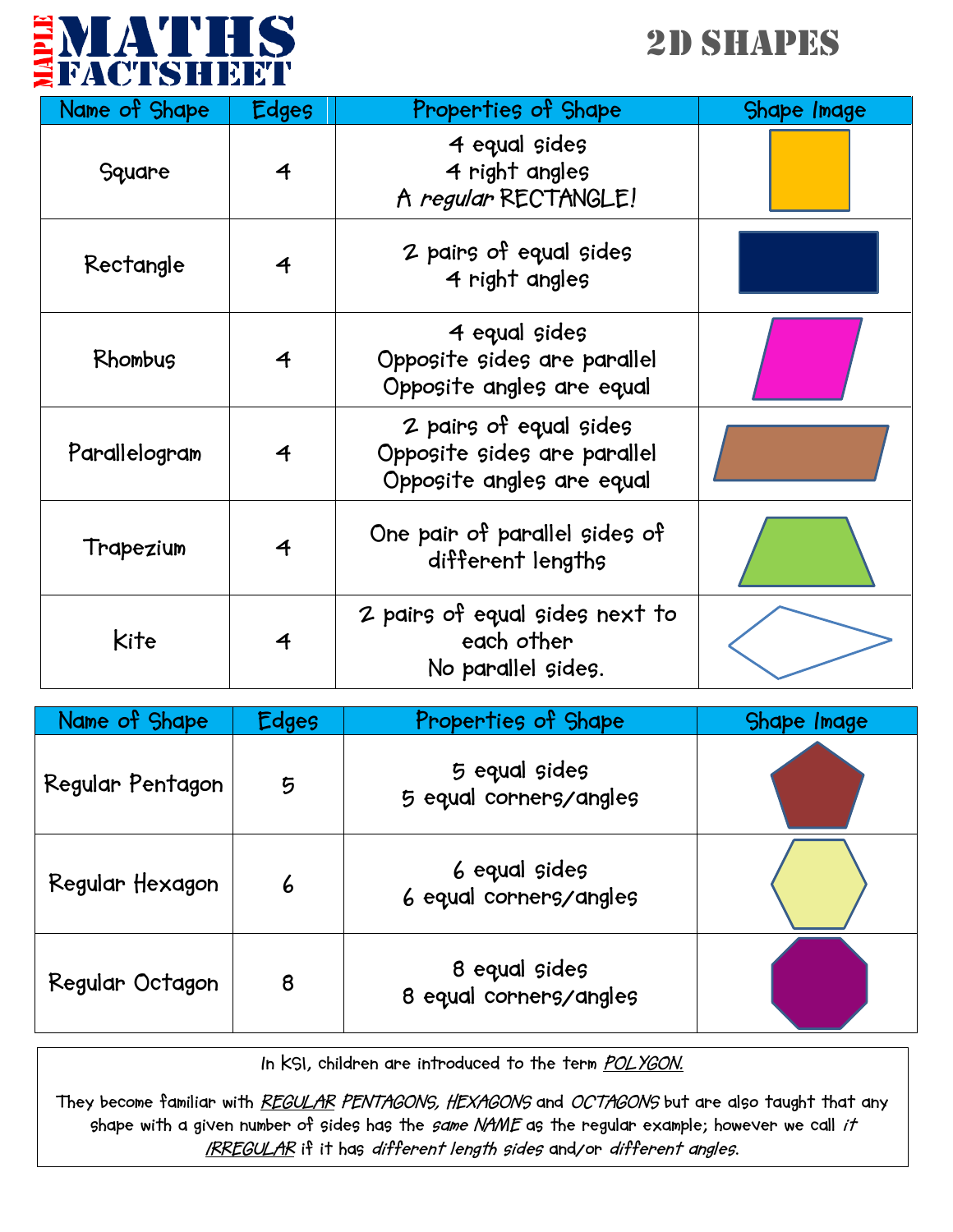# MAPLE MATHS FACTSHEET

## 2D SHAPES

| Name of Shape | Edges | Properties of Shape | Shape Image |
|---|---|---|---|
| Square | 4 | 4 equal sides<br>4 right angles<br>A *regular* RECTANGLE! | |
| Rectangle | 4 | 2 pairs of equal sides<br>4 right angles | |
| Rhombus | 4 | 4 equal sides<br>Opposite sides are parallel<br>Opposite angles are equal | |
| Parallelogram | 4 | 2 pairs of equal sides<br>Opposite sides are parallel<br>Opposite angles are equal | |
| Trapezium | 4 | One pair of parallel sides of different lengths | |
| Kite | 4 | 2 pairs of equal sides next to each other<br>No parallel sides. | |

| Name of Shape | Edges | Properties of Shape | Shape Image |
|---|---|---|---|
| Regular Pentagon | 5 | 5 equal sides<br>5 equal corners/angles | |
| Regular Hexagon | 6 | 6 equal sides<br>6 equal corners/angles | |
| Regular Octagon | 8 | 8 equal sides<br>8 equal corners/angles | |

In KS1, children are introduced to the term ***POLYGON.***

They become familiar with ***REGULAR*** *PENTAGONS, HEXAGONS* and *OCTAGONS* but are also taught that any shape with a given number of sides has the *same NAME* as the regular example; however we call *it* ***IRREGULAR*** if it has *different length sides* and/or *different angles.*